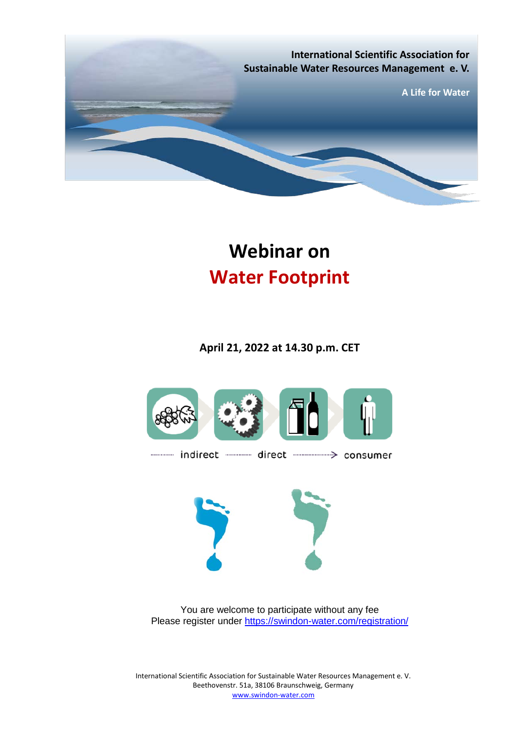International Scientific Association for
Sustainable Water Resources Management e. V.

A Life for Water

# Webinar on
# Water Footprint

**April 21, 2022 at 14.30 p.m. CET**

indirect direct consumer

You are welcome to participate without any fee
Please register under [https://swindon-water.com/registration/](https://swindon-water.com/registration/)

International Scientific Association for Sustainable Water Resources Management e. V.
Beethovenstr. 51a, 38106 Braunschweig, Germany
[www.swindon-water.com](http://www.swindon-water.com)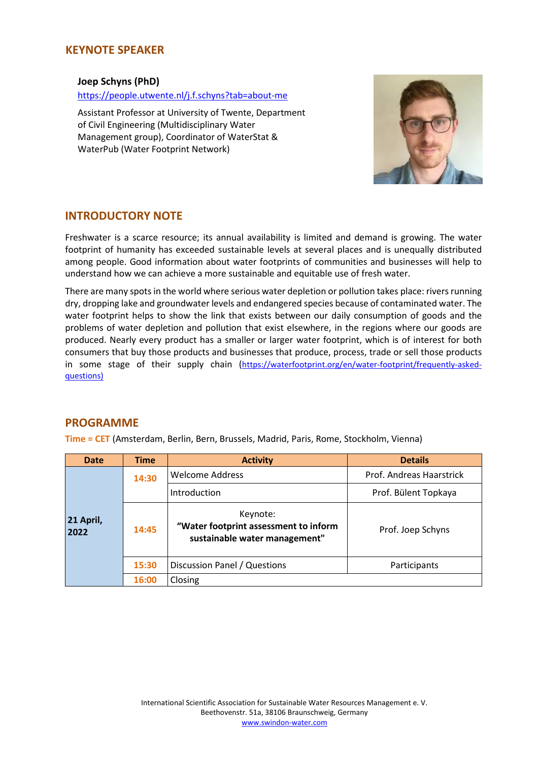## KEYNOTE SPEAKER

**Joep Schyns (PhD)**

https://people.utwente.nl/j.f.schyns?tab=about-me

Assistant Professor at University of Twente, Department of Civil Engineering (Multidisciplinary Water Management group), Coordinator of WaterStat & WaterPub (Water Footprint Network)

## INTRODUCTORY NOTE

Freshwater is a scarce resource; its annual availability is limited and demand is growing. The water footprint of humanity has exceeded sustainable levels at several places and is unequally distributed among people. Good information about water footprints of communities and businesses will help to understand how we can achieve a more sustainable and equitable use of fresh water.

There are many spots in the world where serious water depletion or pollution takes place: rivers running dry, dropping lake and groundwater levels and endangered species because of contaminated water. The water footprint helps to show the link that exists between our daily consumption of goods and the problems of water depletion and pollution that exist elsewhere, in the regions where our goods are produced. Nearly every product has a smaller or larger water footprint, which is of interest for both consumers that buy those products and businesses that produce, process, trade or sell those products in some stage of their supply chain (https://waterfootprint.org/en/water-footprint/frequently-asked-questions)

## PROGRAMME

**Time = CET** (Amsterdam, Berlin, Bern, Brussels, Madrid, Paris, Rome, Stockholm, Vienna)

| Date | Time | Activity | Details |
|---|---|---|---|
| **21 April, 2022** | **14:30** | Welcome Address | Prof. Andreas Haarstrick |
| | | Introduction | Prof. Bülent Topkaya |
| | **14:45** | Keynote: **"Water footprint assessment to inform sustainable water management"** | Prof. Joep Schyns |
| | **15:30** | Discussion Panel / Questions | Participants |
| | **16:00** | Closing | |

International Scientific Association for Sustainable Water Resources Management e. V.
Beethovenstr. 51a, 38106 Braunschweig, Germany
www.swindon-water.com